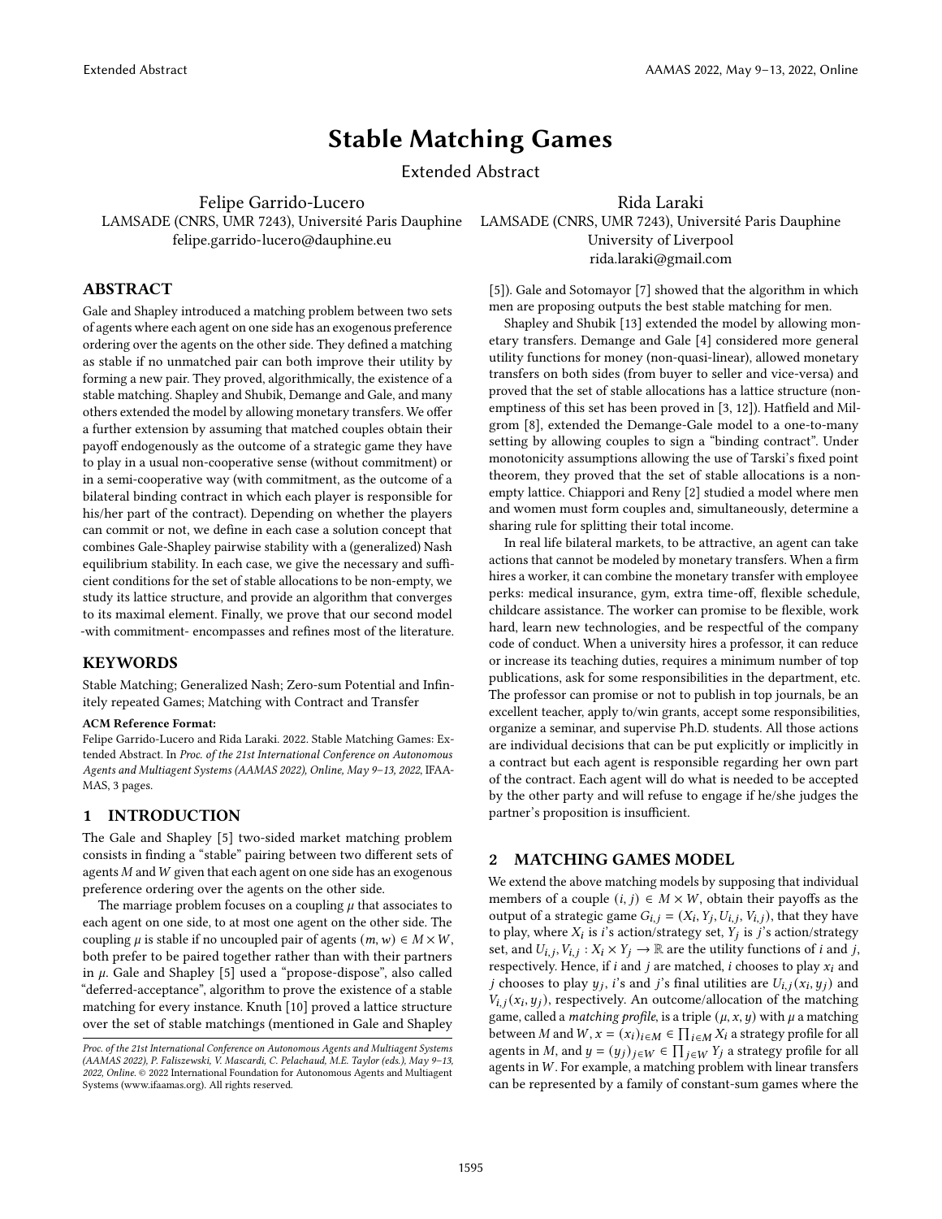# Stable Matching Games

Extended Abstract

Felipe Garrido-Lucero
LAMSADE (CNRS, UMR 7243), Université Paris Dauphine
felipe.garrido-lucero@dauphine.eu

Rida Laraki
LAMSADE (CNRS, UMR 7243), Université Paris Dauphine
University of Liverpool
rida.laraki@gmail.com

## ABSTRACT

Gale and Shapley introduced a matching problem between two sets of agents where each agent on one side has an exogenous preference ordering over the agents on the other side. They defined a matching as stable if no unmatched pair can both improve their utility by forming a new pair. They proved, algorithmically, the existence of a stable matching. Shapley and Shubik, Demange and Gale, and many others extended the model by allowing monetary transfers. We offer a further extension by assuming that matched couples obtain their payoff endogenously as the outcome of a strategic game they have to play in a usual non-cooperative sense (without commitment) or in a semi-cooperative way (with commitment, as the outcome of a bilateral binding contract in which each player is responsible for his/her part of the contract). Depending on whether the players can commit or not, we define in each case a solution concept that combines Gale-Shapley pairwise stability with a (generalized) Nash equilibrium stability. In each case, we give the necessary and sufficient conditions for the set of stable allocations to be non-empty, we study its lattice structure, and provide an algorithm that converges to its maximal element. Finally, we prove that our second model -with commitment- encompasses and refines most of the literature.

## KEYWORDS

Stable Matching; Generalized Nash; Zero-sum Potential and Infinitely repeated Games; Matching with Contract and Transfer

**ACM Reference Format:**
Felipe Garrido-Lucero and Rida Laraki. 2022. Stable Matching Games: Extended Abstract. In *Proc. of the 21st International Conference on Autonomous Agents and Multiagent Systems (AAMAS 2022), Online, May 9–13, 2022*, IFAAMAS, 3 pages.

## 1 INTRODUCTION

The Gale and Shapley [5] two-sided market matching problem consists in finding a "stable" pairing between two different sets of agents $M$ and $W$ given that each agent on one side has an exogenous preference ordering over the agents on the other side.

The marriage problem focuses on a coupling $\mu$ that associates to each agent on one side, to at most one agent on the other side. The coupling $\mu$ is stable if no uncoupled pair of agents $(m, w) \in M \times W$, both prefer to be paired together rather than with their partners in $\mu$. Gale and Shapley [5] used a "propose-dispose", also called "deferred-acceptance", algorithm to prove the existence of a stable matching for every instance. Knuth [10] proved a lattice structure over the set of stable matchings (mentioned in Gale and Shapley [5]). Gale and Sotomayor [7] showed that the algorithm in which men are proposing outputs the best stable matching for men.

Shapley and Shubik [13] extended the model by allowing monetary transfers. Demange and Gale [4] considered more general utility functions for money (non-quasi-linear), allowed monetary transfers on both sides (from buyer to seller and vice-versa) and proved that the set of stable allocations has a lattice structure (non-emptiness of this set has been proved in [3, 12]). Hatfield and Milgrom [8], extended the Demange-Gale model to a one-to-many setting by allowing couples to sign a "binding contract". Under monotonicity assumptions allowing the use of Tarski's fixed point theorem, they proved that the set of stable allocations is a non-empty lattice. Chiappori and Reny [2] studied a model where men and women must form couples and, simultaneously, determine a sharing rule for splitting their total income.

In real life bilateral markets, to be attractive, an agent can take actions that cannot be modeled by monetary transfers. When a firm hires a worker, it can combine the monetary transfer with employee perks: medical insurance, gym, extra time-off, flexible schedule, childcare assistance. The worker can promise to be flexible, work hard, learn new technologies, and be respectful of the company code of conduct. When a university hires a professor, it can reduce or increase its teaching duties, requires a minimum number of top publications, ask for some responsibilities in the department, etc. The professor can promise or not to publish in top journals, be an excellent teacher, apply to/win grants, accept some responsibilities, organize a seminar, and supervise Ph.D. students. All those actions are individual decisions that can be put explicitly or implicitly in a contract but each agent is responsible regarding her own part of the contract. Each agent will do what is needed to be accepted by the other party and will refuse to engage if he/she judges the partner's proposition is insufficient.

## 2 MATCHING GAMES MODEL

We extend the above matching models by supposing that individual members of a couple $(i, j) \in M \times W$, obtain their payoffs as the output of a strategic game $G_{i,j} = (X_i, Y_j, U_{i,j}, V_{i,j})$, that they have to play, where $X_i$ is $i$'s action/strategy set, $Y_j$ is $j$'s action/strategy set, and $U_{i,j}, V_{i,j} : X_i \times Y_j \to \mathbb{R}$ are the utility functions of $i$ and $j$, respectively. Hence, if $i$ and $j$ are matched, $i$ chooses to play $x_i$ and $j$ chooses to play $y_j$, $i$'s and $j$'s final utilities are $U_{i,j}(x_i, y_j)$ and $V_{i,j}(x_i, y_j)$, respectively. An outcome/allocation of the matching game, called a *matching profile*, is a triple $(\mu, x, y)$ with $\mu$ a matching between $M$ and $W$, $x = (x_i)_{i \in M} \in \prod_{i \in M} X_i$ a strategy profile for all agents in $M$, and $y = (y_j)_{j \in W} \in \prod_{j \in W} Y_j$ a strategy profile for all agents in $W$. For example, a matching problem with linear transfers can be represented by a family of constant-sum games where the

*Proc. of the 21st International Conference on Autonomous Agents and Multiagent Systems (AAMAS 2022), P. Faliszewski, V. Mascardi, C. Pelachaud, M.E. Taylor (eds.), May 9–13, 2022, Online.* © 2022 International Foundation for Autonomous Agents and Multiagent Systems (www.ifaamas.org). All rights reserved.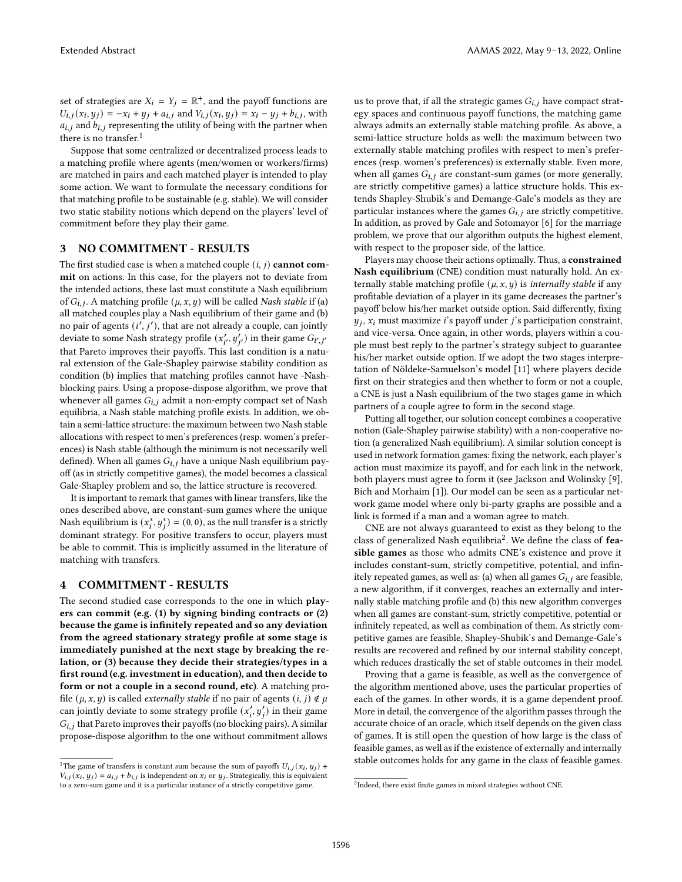set of strategies are $X_i = Y_j = \mathbb{R}^+$, and the payoff functions are $U_{i,j}(x_i, y_j) = -x_i + y_j + a_{i,j}$ and $V_{i,j}(x_i, y_j) = x_i - y_j + b_{i,j}$, with $a_{i,j}$ and $b_{i,j}$ representing the utility of being with the partner when there is no transfer.[1]

Suppose that some centralized or decentralized process leads to a matching profile where agents (men/women or workers/firms) are matched in pairs and each matched player is intended to play some action. We want to formulate the necessary conditions for that matching profile to be sustainable (e.g. stable). We will consider two static stability notions which depend on the players' level of commitment before they play their game.

## 3 NO COMMITMENT - RESULTS

The first studied case is when a matched couple $(i, j)$ **cannot commit** on actions. In this case, for the players not to deviate from the intended actions, these last must constitute a Nash equilibrium of $G_{i,j}$. A matching profile $(\mu, x, y)$ will be called *Nash stable* if (a) all matched couples play a Nash equilibrium of their game and (b) no pair of agents $(i', j')$, that are not already a couple, can jointly deviate to some Nash strategy profile $(x'_{i'}, y'_{j'})$ in their game $G_{i',j'}$ that Pareto improves their payoffs. This last condition is a natural extension of the Gale-Shapley pairwise stability condition as condition (b) implies that matching profiles cannot have -Nash-blocking pairs. Using a propose-dispose algorithm, we prove that whenever all games $G_{i,j}$ admit a non-empty compact set of Nash equilibria, a Nash stable matching profile exists. In addition, we obtain a semi-lattice structure: the maximum between two Nash stable allocations with respect to men's preferences (resp. women's preferences) is Nash stable (although the minimum is not necessarily well defined). When all games $G_{i,j}$ have a unique Nash equilibrium payoff (as in strictly competitive games), the model becomes a classical Gale-Shapley problem and so, the lattice structure is recovered.

It is important to remark that games with linear transfers, like the ones described above, are constant-sum games where the unique Nash equilibrium is $(x_i^*, y_j^*) = (0, 0)$, as the null transfer is a strictly dominant strategy. For positive transfers to occur, players must be able to commit. This is implicitly assumed in the literature of matching with transfers.

## 4 COMMITMENT - RESULTS

The second studied case corresponds to the one in which **players can commit (e.g. (1) by signing binding contracts or (2) because the game is infinitely repeated and so any deviation from the agreed stationary strategy profile at some stage is immediately punished at the next stage by breaking the relation, or (3) because they decide their strategies/types in a first round (e.g. investment in education), and then decide to form or not a couple in a second round, etc)**. A matching profile $(\mu, x, y)$ is called *externally stable* if no pair of agents $(i, j) \notin \mu$ can jointly deviate to some strategy profile $(x'_i, y'_j)$ in their game $G_{i,j}$ that Pareto improves their payoffs (no blocking pairs). A similar propose-dispose algorithm to the one without commitment allows us to prove that, if all the strategic games $G_{i,j}$ have compact strategy spaces and continuous payoff functions, the matching game always admits an externally stable matching profile. As above, a semi-lattice structure holds as well: the maximum between two externally stable matching profiles with respect to men's preferences (resp. women's preferences) is externally stable. Even more, when all games $G_{i,j}$ are constant-sum games (or more generally, are strictly competitive games) a lattice structure holds. This extends Shapley-Shubik's and Demange-Gale's models as they are particular instances where the games $G_{i,j}$ are strictly competitive. In addition, as proved by Gale and Sotomayor [6] for the marriage problem, we prove that our algorithm outputs the highest element, with respect to the proposer side, of the lattice.

Players may choose their actions optimally. Thus, a **constrained Nash equilibrium** (CNE) condition must naturally hold. An externally stable matching profile $(\mu, x, y)$ is *internally stable* if any profitable deviation of a player in its game decreases the partner's payoff below his/her market outside option. Said differently, fixing $y_j$, $x_i$ must maximize $i$'s payoff under $j$'s participation constraint, and vice-versa. Once again, in other words, players within a couple must best reply to the partner's strategy subject to guarantee his/her market outside option. If we adopt the two stages interpretation of Nöldeke-Samuelson's model [11] where players decide first on their strategies and then whether to form or not a couple, a CNE is just a Nash equilibrium of the two stages game in which partners of a couple agree to form in the second stage.

Putting all together, our solution concept combines a cooperative notion (Gale-Shapley pairwise stability) with a non-cooperative notion (a generalized Nash equilibrium). A similar solution concept is used in network formation games: fixing the network, each player's action must maximize its payoff, and for each link in the network, both players must agree to form it (see Jackson and Wolinsky [9], Bich and Morhaim [1]). Our model can be seen as a particular network game model where only bi-party graphs are possible and a link is formed if a man and a woman agree to match.

CNE are not always guaranteed to exist as they belong to the class of generalized Nash equilibria[2]. We define the class of **feasible games** as those who admits CNE's existence and prove it includes constant-sum, strictly competitive, potential, and infinitely repeated games, as well as: (a) when all games $G_{i,j}$ are feasible, a new algorithm, if it converges, reaches an externally and internally stable matching profile and (b) this new algorithm converges when all games are constant-sum, strictly competitive, potential or infinitely repeated, as well as combination of them. As strictly competitive games are feasible, Shapley-Shubik's and Demange-Gale's results are recovered and refined by our internal stability concept, which reduces drastically the set of stable outcomes in their model.

Proving that a game is feasible, as well as the convergence of the algorithm mentioned above, uses the particular properties of each of the games. In other words, it is a game dependent proof. More in detail, the convergence of the algorithm passes through the accurate choice of an oracle, which itself depends on the given class of games. It is still open the question of how large is the class of feasible games, as well as if the existence of externally and internally stable outcomes holds for any game in the class of feasible games.

---

[1] The game of transfers is constant sum because the sum of payoffs $U_{i,j}(x_i, y_j) + V_{i,j}(x_i, y_j) = a_{i,j} + b_{i,j}$ is independent on $x_i$ or $y_j$. Strategically, this is equivalent to a zero-sum game and it is a particular instance of a strictly competitive game.

[2] Indeed, there exist finite games in mixed strategies without CNE.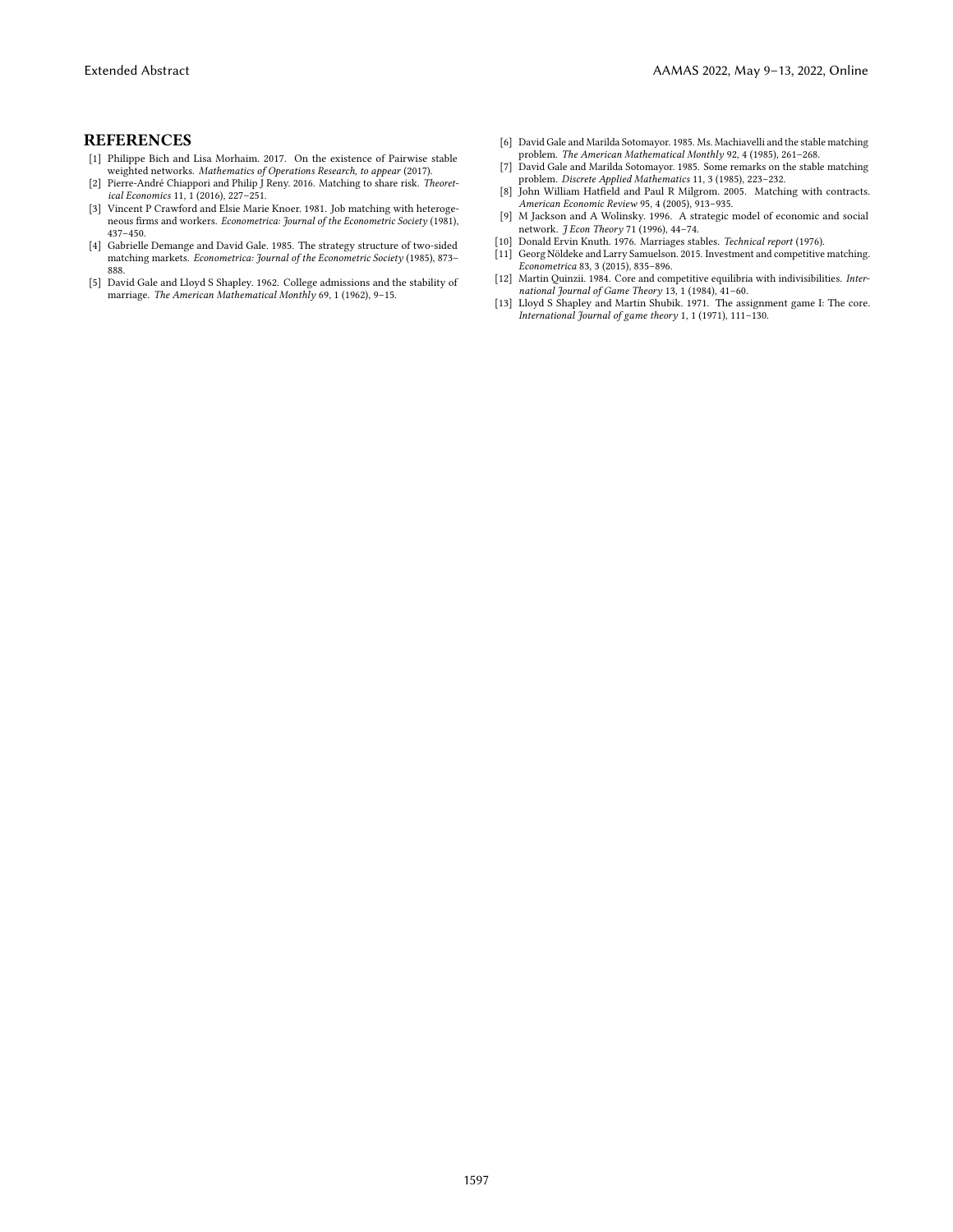## REFERENCES

[1] Philippe Bich and Lisa Morhaim. 2017. On the existence of Pairwise stable weighted networks. *Mathematics of Operations Research, to appear* (2017).

[2] Pierre-André Chiappori and Philip J Reny. 2016. Matching to share risk. *Theoretical Economics* 11, 1 (2016), 227–251.

[3] Vincent P Crawford and Elsie Marie Knoer. 1981. Job matching with heterogeneous firms and workers. *Econometrica: Journal of the Econometric Society* (1981), 437–450.

[4] Gabrielle Demange and David Gale. 1985. The strategy structure of two-sided matching markets. *Econometrica: Journal of the Econometric Society* (1985), 873–888.

[5] David Gale and Lloyd S Shapley. 1962. College admissions and the stability of marriage. *The American Mathematical Monthly* 69, 1 (1962), 9–15.

[6] David Gale and Marilda Sotomayor. 1985. Ms. Machiavelli and the stable matching problem. *The American Mathematical Monthly* 92, 4 (1985), 261–268.

[7] David Gale and Marilda Sotomayor. 1985. Some remarks on the stable matching problem. *Discrete Applied Mathematics* 11, 3 (1985), 223–232.

[8] John William Hatfield and Paul R Milgrom. 2005. Matching with contracts. *American Economic Review* 95, 4 (2005), 913–935.

[9] M Jackson and A Wolinsky. 1996. A strategic model of economic and social network. *J Econ Theory* 71 (1996), 44–74.

[10] Donald Ervin Knuth. 1976. Marriages stables. *Technical report* (1976).

[11] Georg Nöldeke and Larry Samuelson. 2015. Investment and competitive matching. *Econometrica* 83, 3 (2015), 835–896.

[12] Martin Quinzii. 1984. Core and competitive equilibria with indivisibilities. *International Journal of Game Theory* 13, 1 (1984), 41–60.

[13] Lloyd S Shapley and Martin Shubik. 1971. The assignment game I: The core. *International Journal of game theory* 1, 1 (1971), 111–130.